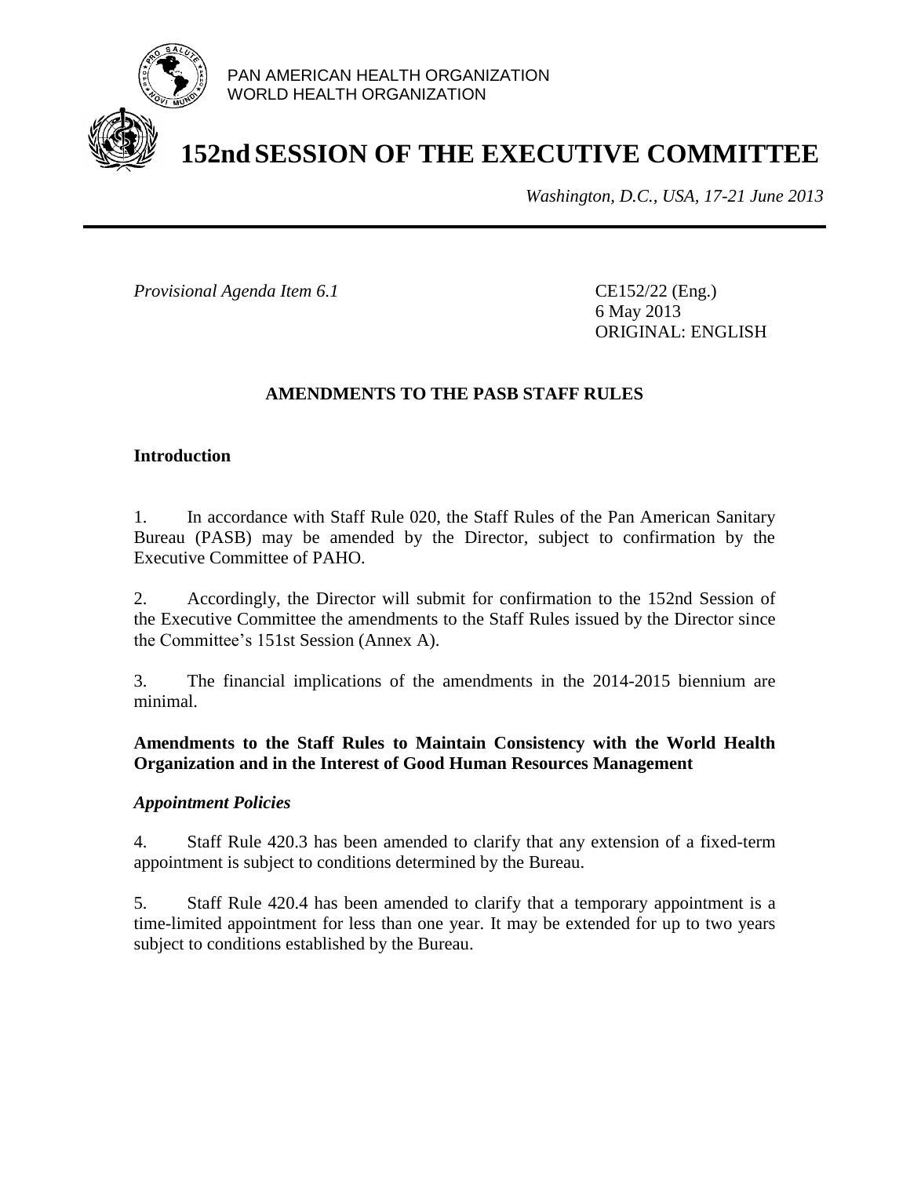PAN AMERICAN HEALTH ORGANIZATION
WORLD HEALTH ORGANIZATION

# 152nd SESSION OF THE EXECUTIVE COMMITTEE

*Washington, D.C., USA, 17-21 June 2013*

*Provisional Agenda Item 6.1*

CE152/22 (Eng.)
6 May 2013
ORIGINAL: ENGLISH

## AMENDMENTS TO THE PASB STAFF RULES

### Introduction

1. In accordance with Staff Rule 020, the Staff Rules of the Pan American Sanitary Bureau (PASB) may be amended by the Director, subject to confirmation by the Executive Committee of PAHO.

2. Accordingly, the Director will submit for confirmation to the 152nd Session of the Executive Committee the amendments to the Staff Rules issued by the Director since the Committee's 151st Session (Annex A).

3. The financial implications of the amendments in the 2014-2015 biennium are minimal.

### Amendments to the Staff Rules to Maintain Consistency with the World Health Organization and in the Interest of Good Human Resources Management

#### *Appointment Policies*

4. Staff Rule 420.3 has been amended to clarify that any extension of a fixed-term appointment is subject to conditions determined by the Bureau.

5. Staff Rule 420.4 has been amended to clarify that a temporary appointment is a time-limited appointment for less than one year. It may be extended for up to two years subject to conditions established by the Bureau.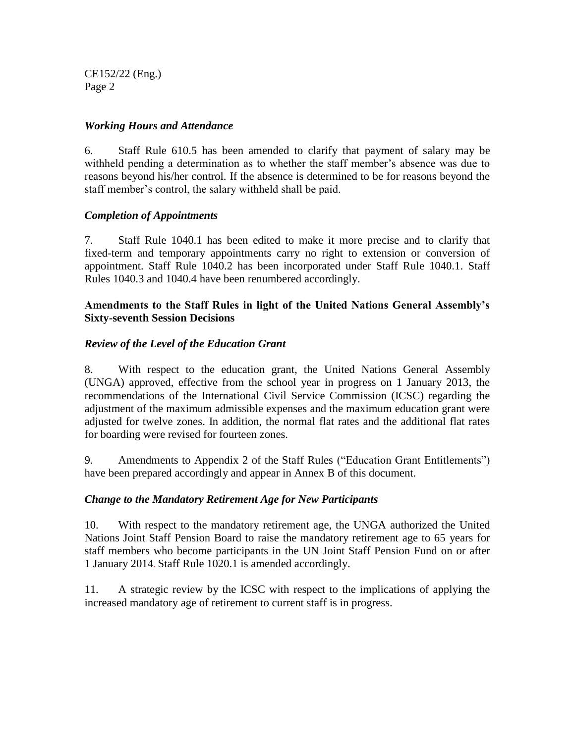### *Working Hours and Attendance*

6. Staff Rule 610.5 has been amended to clarify that payment of salary may be withheld pending a determination as to whether the staff member's absence was due to reasons beyond his/her control. If the absence is determined to be for reasons beyond the staff member's control, the salary withheld shall be paid.

### *Completion of Appointments*

7. Staff Rule 1040.1 has been edited to make it more precise and to clarify that fixed-term and temporary appointments carry no right to extension or conversion of appointment. Staff Rule 1040.2 has been incorporated under Staff Rule 1040.1. Staff Rules 1040.3 and 1040.4 have been renumbered accordingly.

## **Amendments to the Staff Rules in light of the United Nations General Assembly's Sixty-seventh Session Decisions**

### *Review of the Level of the Education Grant*

8. With respect to the education grant, the United Nations General Assembly (UNGA) approved, effective from the school year in progress on 1 January 2013, the recommendations of the International Civil Service Commission (ICSC) regarding the adjustment of the maximum admissible expenses and the maximum education grant were adjusted for twelve zones. In addition, the normal flat rates and the additional flat rates for boarding were revised for fourteen zones.

9. Amendments to Appendix 2 of the Staff Rules ("Education Grant Entitlements") have been prepared accordingly and appear in Annex B of this document.

### *Change to the Mandatory Retirement Age for New Participants*

10. With respect to the mandatory retirement age, the UNGA authorized the United Nations Joint Staff Pension Board to raise the mandatory retirement age to 65 years for staff members who become participants in the UN Joint Staff Pension Fund on or after 1 January 2014. Staff Rule 1020.1 is amended accordingly.

11. A strategic review by the ICSC with respect to the implications of applying the increased mandatory age of retirement to current staff is in progress.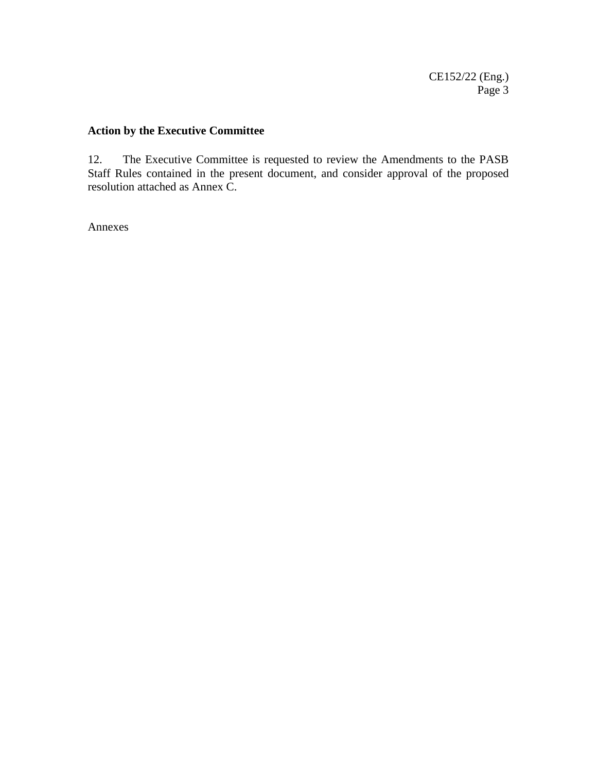**Action by the Executive Committee**

12. The Executive Committee is requested to review the Amendments to the PASB Staff Rules contained in the present document, and consider approval of the proposed resolution attached as Annex C.

Annexes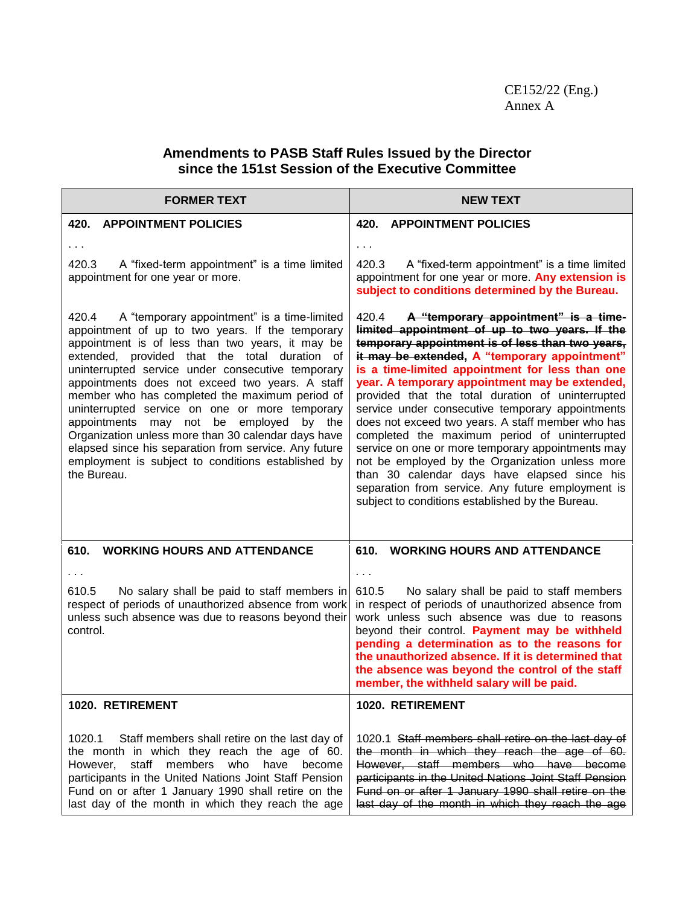CE152/22 (Eng.)
Annex A

## Amendments to PASB Staff Rules Issued by the Director since the 151st Session of the Executive Committee

| FORMER TEXT | NEW TEXT |
|---|---|
| **420. APPOINTMENT POLICIES** | **420. APPOINTMENT POLICIES** |
| . . . | . . . |
| 420.3 A "fixed-term appointment" is a time limited appointment for one year or more. | 420.3 A "fixed-term appointment" is a time limited appointment for one year or more. **Any extension is subject to conditions determined by the Bureau.** |
| 420.4 A "temporary appointment" is a time-limited appointment of up to two years. If the temporary appointment is of less than two years, it may be extended, provided that the total duration of uninterrupted service under consecutive temporary appointments does not exceed two years. A staff member who has completed the maximum period of uninterrupted service on one or more temporary appointments may not be employed by the Organization unless more than 30 calendar days have elapsed since his separation from service. Any future employment is subject to conditions established by the Bureau. | 420.4 ~~A "temporary appointment" is a time-limited appointment of up to two years. If the temporary appointment is of less than two years, it may be extended,~~ **A "temporary appointment" is a time-limited appointment for less than one year. A temporary appointment may be extended,** provided that the total duration of uninterrupted service under consecutive temporary appointments does not exceed two years. A staff member who has completed the maximum period of uninterrupted service on one or more temporary appointments may not be employed by the Organization unless more than 30 calendar days have elapsed since his separation from service. Any future employment is subject to conditions established by the Bureau. |
| **610. WORKING HOURS AND ATTENDANCE** | **610. WORKING HOURS AND ATTENDANCE** |
| . . . | . . . |
| 610.5 No salary shall be paid to staff members in respect of periods of unauthorized absence from work unless such absence was due to reasons beyond their control. | 610.5 No salary shall be paid to staff members in respect of periods of unauthorized absence from work unless such absence was due to reasons beyond their control. **Payment may be withheld pending a determination as to the reasons for the unauthorized absence. If it is determined that the absence was beyond the control of the staff member, the withheld salary will be paid.** |
| **1020. RETIREMENT** | **1020. RETIREMENT** |
| 1020.1 Staff members shall retire on the last day of the month in which they reach the age of 60. However, staff members who have become participants in the United Nations Joint Staff Pension Fund on or after 1 January 1990 shall retire on the last day of the month in which they reach the age | 1020.1 ~~Staff members shall retire on the last day of the month in which they reach the age of 60. However, staff members who have become participants in the United Nations Joint Staff Pension Fund on or after 1 January 1990 shall retire on the last day of the month in which they reach the age~~ |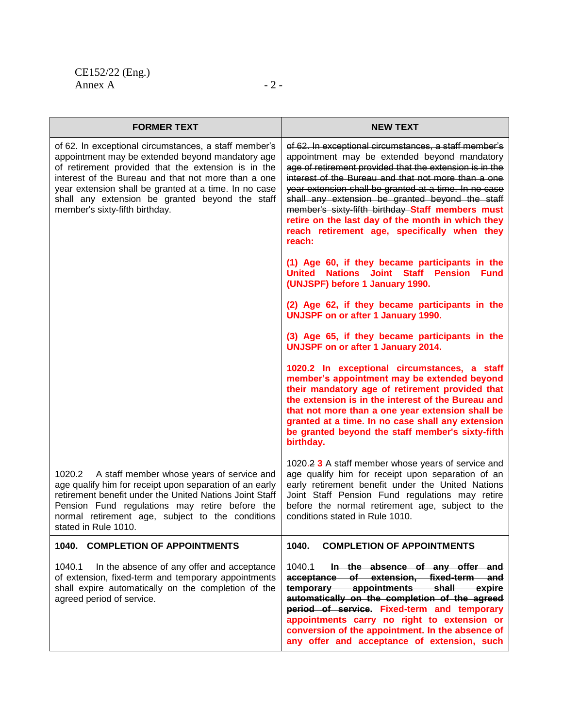| FORMER TEXT | NEW TEXT |
|---|---|
| of 62. In exceptional circumstances, a staff member's appointment may be extended beyond mandatory age of retirement provided that the extension is in the interest of the Bureau and that not more than a one year extension shall be granted at a time. In no case shall any extension be granted beyond the staff member's sixty-fifth birthday. | ~~of 62. In exceptional circumstances, a staff member's appointment may be extended beyond mandatory age of retirement provided that the extension is in the interest of the Bureau and that not more than a one year extension shall be granted at a time. In no case shall any extension be granted beyond the staff member's sixty-fifth birthday~~ **Staff members must retire on the last day of the month in which they reach retirement age, specifically when they reach:**<br><br>**(1) Age 60, if they became participants in the United Nations Joint Staff Pension Fund (UNJSPF) before 1 January 1990.**<br><br>**(2) Age 62, if they became participants in the UNJSPF on or after 1 January 1990.**<br><br>**(3) Age 65, if they became participants in the UNJSPF on or after 1 January 2014.**<br><br>**1020.2 In exceptional circumstances, a staff member's appointment may be extended beyond their mandatory age of retirement provided that the extension is in the interest of the Bureau and that not more than a one year extension shall be granted at a time. In no case shall any extension be granted beyond the staff member's sixty-fifth birthday.** |
| 1020.2 A staff member whose years of service and age qualify him for receipt upon separation of an early retirement benefit under the United Nations Joint Staff Pension Fund regulations may retire before the normal retirement age, subject to the conditions stated in Rule 1010. | 1020.~~2~~ **3** A staff member whose years of service and age qualify him for receipt upon separation of an early retirement benefit under the United Nations Joint Staff Pension Fund regulations may retire before the normal retirement age, subject to the conditions stated in Rule 1010. |
| **1040. COMPLETION OF APPOINTMENTS** | **1040. COMPLETION OF APPOINTMENTS** |
| 1040.1 In the absence of any offer and acceptance of extension, fixed-term and temporary appointments shall expire automatically on the completion of the agreed period of service. | 1040.1 ~~**In the absence of any offer and acceptance of extension, fixed-term and temporary appointments shall expire automatically on the completion of the agreed period of service.**~~ **Fixed-term and temporary appointments carry no right to extension or conversion of the appointment. In the absence of any offer and acceptance of extension, such** |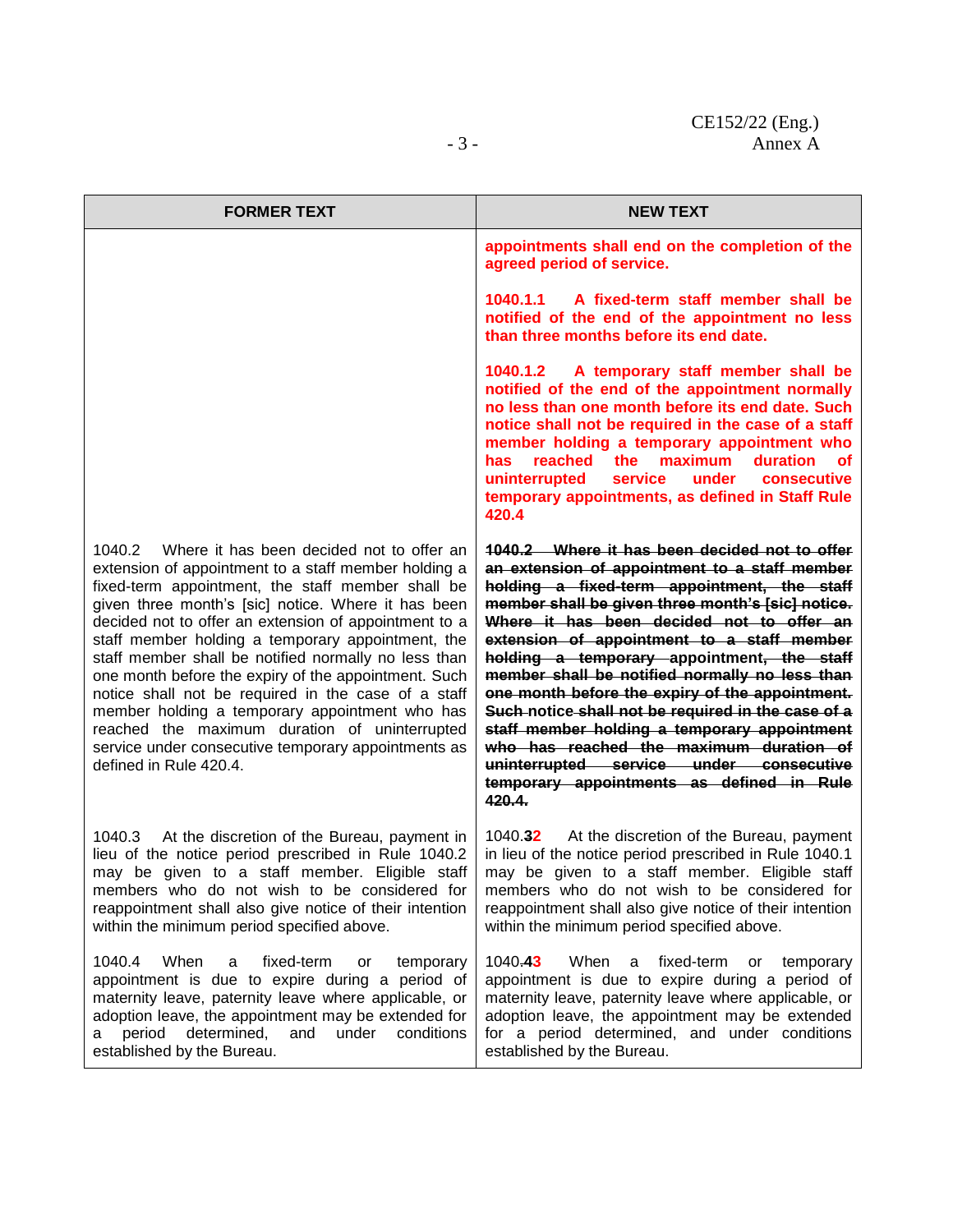| FORMER TEXT | NEW TEXT |
|---|---|
| | **appointments shall end on the completion of the agreed period of service.**<br><br>**1040.1.1 A fixed-term staff member shall be notified of the end of the appointment no less than three months before its end date.**<br><br>**1040.1.2 A temporary staff member shall be notified of the end of the appointment normally no less than one month before its end date. Such notice shall not be required in the case of a staff member holding a temporary appointment who has reached the maximum duration of uninterrupted service under consecutive temporary appointments, as defined in Staff Rule 420.4** |
| 1040.2 Where it has been decided not to offer an extension of appointment to a staff member holding a fixed-term appointment, the staff member shall be given three month's [sic] notice. Where it has been decided not to offer an extension of appointment to a staff member holding a temporary appointment, the staff member shall be notified normally no less than one month before the expiry of the appointment. Such notice shall not be required in the case of a staff member holding a temporary appointment who has reached the maximum duration of uninterrupted service under consecutive temporary appointments as defined in Rule 420.4. | ~~**1040.2 Where it has been decided not to offer an extension of appointment to a staff member holding a fixed-term appointment, the staff member shall be given three month's [sic] notice. Where it has been decided not to offer an extension of appointment to a staff member holding a temporary appointment, the staff member shall be notified normally no less than one month before the expiry of the appointment. Such notice shall not be required in the case of a staff member holding a temporary appointment who has reached the maximum duration of uninterrupted service under consecutive temporary appointments as defined in Rule 420.4.**~~ |
| 1040.3 At the discretion of the Bureau, payment in lieu of the notice period prescribed in Rule 1040.2 may be given to a staff member. Eligible staff members who do not wish to be considered for reappointment shall also give notice of their intention within the minimum period specified above. | 1040.~~**3**~~**2** At the discretion of the Bureau, payment in lieu of the notice period prescribed in Rule 1040.1 may be given to a staff member. Eligible staff members who do not wish to be considered for reappointment shall also give notice of their intention within the minimum period specified above. |
| 1040.4 When a fixed-term or temporary appointment is due to expire during a period of maternity leave, paternity leave where applicable, or adoption leave, the appointment may be extended for a period determined, and under conditions established by the Bureau. | 1040.~~**4**~~**3** When a fixed-term or temporary appointment is due to expire during a period of maternity leave, paternity leave where applicable, or adoption leave, the appointment may be extended for a period determined, and under conditions established by the Bureau. |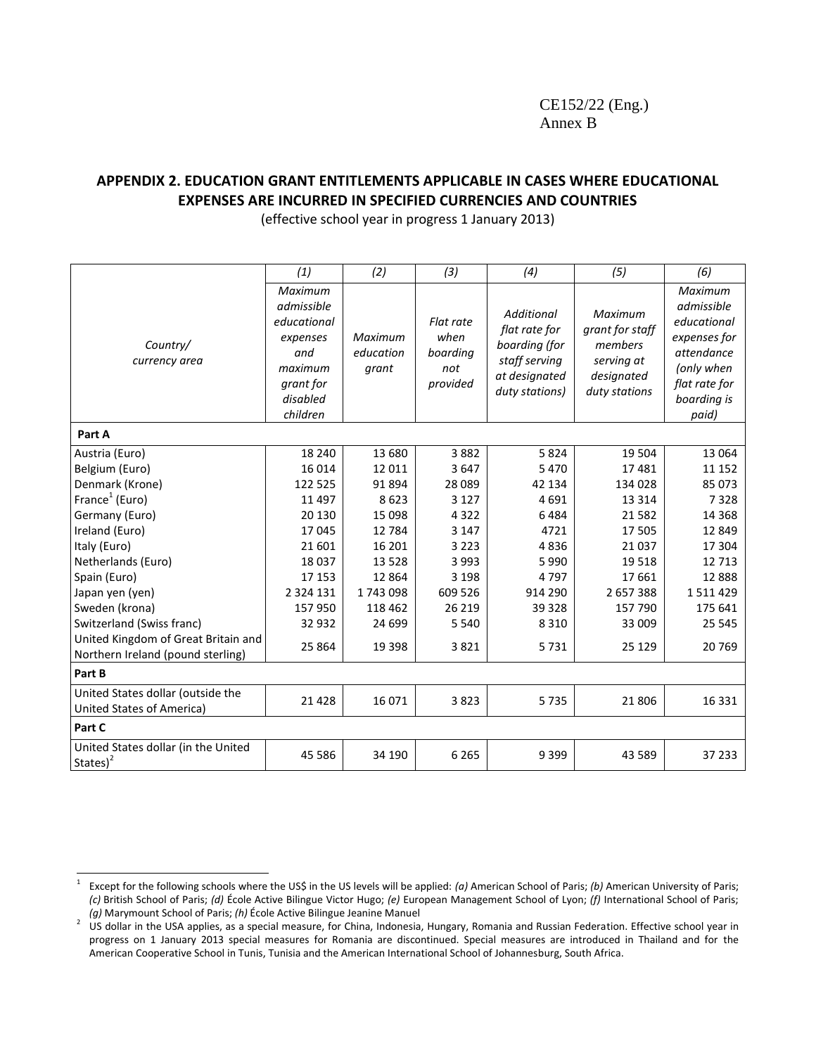CE152/22 (Eng.)
Annex B

## APPENDIX 2. EDUCATION GRANT ENTITLEMENTS APPLICABLE IN CASES WHERE EDUCATIONAL EXPENSES ARE INCURRED IN SPECIFIED CURRENCIES AND COUNTRIES

(effective school year in progress 1 January 2013)

| | *(1)* | *(2)* | *(3)* | *(4)* | *(5)* | *(6)* |
|---|---|---|---|---|---|---|
| *Country/ currency area* | *Maximum admissible educational expenses and maximum grant for disabled children* | *Maximum education grant* | *Flat rate when boarding not provided* | *Additional flat rate for boarding (for staff serving at designated duty stations)* | *Maximum grant for staff members serving at designated duty stations* | *Maximum admissible educational expenses for attendance (only when flat rate for boarding is paid)* |
| **Part A** | | | | | | |
| Austria (Euro) | 18 240 | 13 680 | 3 882 | 5 824 | 19 504 | 13 064 |
| Belgium (Euro) | 16 014 | 12 011 | 3 647 | 5 470 | 17 481 | 11 152 |
| Denmark (Krone) | 122 525 | 91 894 | 28 089 | 42 134 | 134 028 | 85 073 |
| France[1] (Euro) | 11 497 | 8 623 | 3 127 | 4 691 | 13 314 | 7 328 |
| Germany (Euro) | 20 130 | 15 098 | 4 322 | 6 484 | 21 582 | 14 368 |
| Ireland (Euro) | 17 045 | 12 784 | 3 147 | 4721 | 17 505 | 12 849 |
| Italy (Euro) | 21 601 | 16 201 | 3 223 | 4 836 | 21 037 | 17 304 |
| Netherlands (Euro) | 18 037 | 13 528 | 3 993 | 5 990 | 19 518 | 12 713 |
| Spain (Euro) | 17 153 | 12 864 | 3 198 | 4 797 | 17 661 | 12 888 |
| Japan yen (yen) | 2 324 131 | 1 743 098 | 609 526 | 914 290 | 2 657 388 | 1 511 429 |
| Sweden (krona) | 157 950 | 118 462 | 26 219 | 39 328 | 157 790 | 175 641 |
| Switzerland (Swiss franc) | 32 932 | 24 699 | 5 540 | 8 310 | 33 009 | 25 545 |
| United Kingdom of Great Britain and Northern Ireland (pound sterling) | 25 864 | 19 398 | 3 821 | 5 731 | 25 129 | 20 769 |
| **Part B** | | | | | | |
| United States dollar (outside the United States of America) | 21 428 | 16 071 | 3 823 | 5 735 | 21 806 | 16 331 |
| **Part C** | | | | | | |
| United States dollar (in the United States)[2] | 45 586 | 34 190 | 6 265 | 9 399 | 43 589 | 37 233 |

[1] Except for the following schools where the US$ in the US levels will be applied: *(a)* American School of Paris; *(b)* American University of Paris; *(c)* British School of Paris; *(d)* École Active Bilingue Victor Hugo; *(e)* European Management School of Lyon; *(f)* International School of Paris; *(g)* Marymount School of Paris; *(h)* École Active Bilingue Jeanine Manuel

[2] US dollar in the USA applies, as a special measure, for China, Indonesia, Hungary, Romania and Russian Federation. Effective school year in progress on 1 January 2013 special measures for Romania are discontinued. Special measures are introduced in Thailand and for the American Cooperative School in Tunis, Tunisia and the American International School of Johannesburg, South Africa.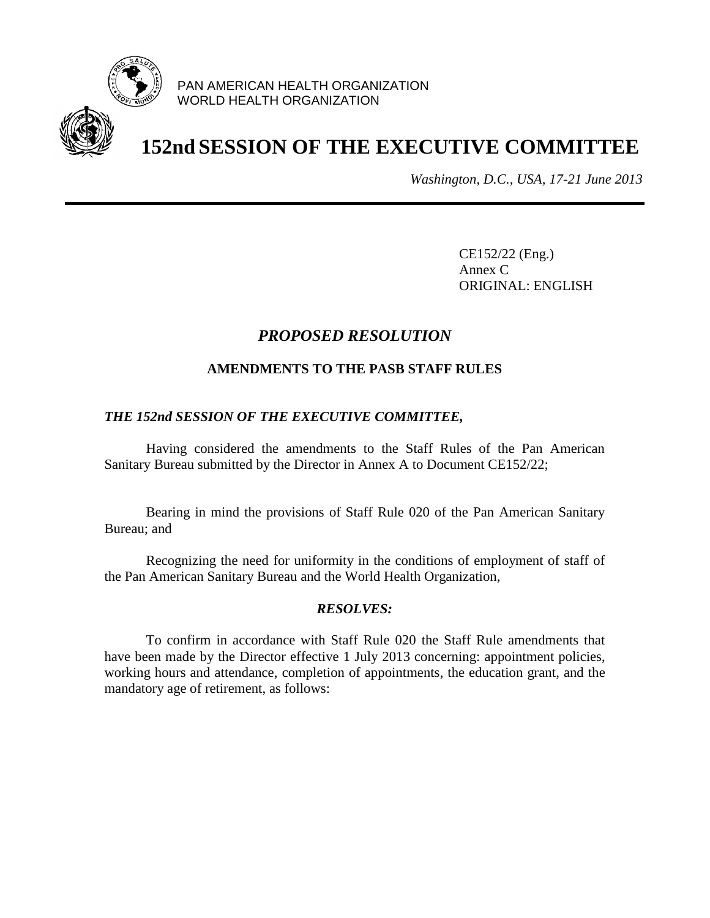PAN AMERICAN HEALTH ORGANIZATION
WORLD HEALTH ORGANIZATION

# 152nd SESSION OF THE EXECUTIVE COMMITTEE

*Washington, D.C., USA, 17-21 June 2013*

CE152/22 (Eng.)
Annex C
ORIGINAL: ENGLISH

## *PROPOSED RESOLUTION*

### AMENDMENTS TO THE PASB STAFF RULES

***THE 152nd SESSION OF THE EXECUTIVE COMMITTEE,***

Having considered the amendments to the Staff Rules of the Pan American Sanitary Bureau submitted by the Director in Annex A to Document CE152/22;

Bearing in mind the provisions of Staff Rule 020 of the Pan American Sanitary Bureau; and

Recognizing the need for uniformity in the conditions of employment of staff of the Pan American Sanitary Bureau and the World Health Organization,

***RESOLVES:***

To confirm in accordance with Staff Rule 020 the Staff Rule amendments that have been made by the Director effective 1 July 2013 concerning: appointment policies, working hours and attendance, completion of appointments, the education grant, and the mandatory age of retirement, as follows: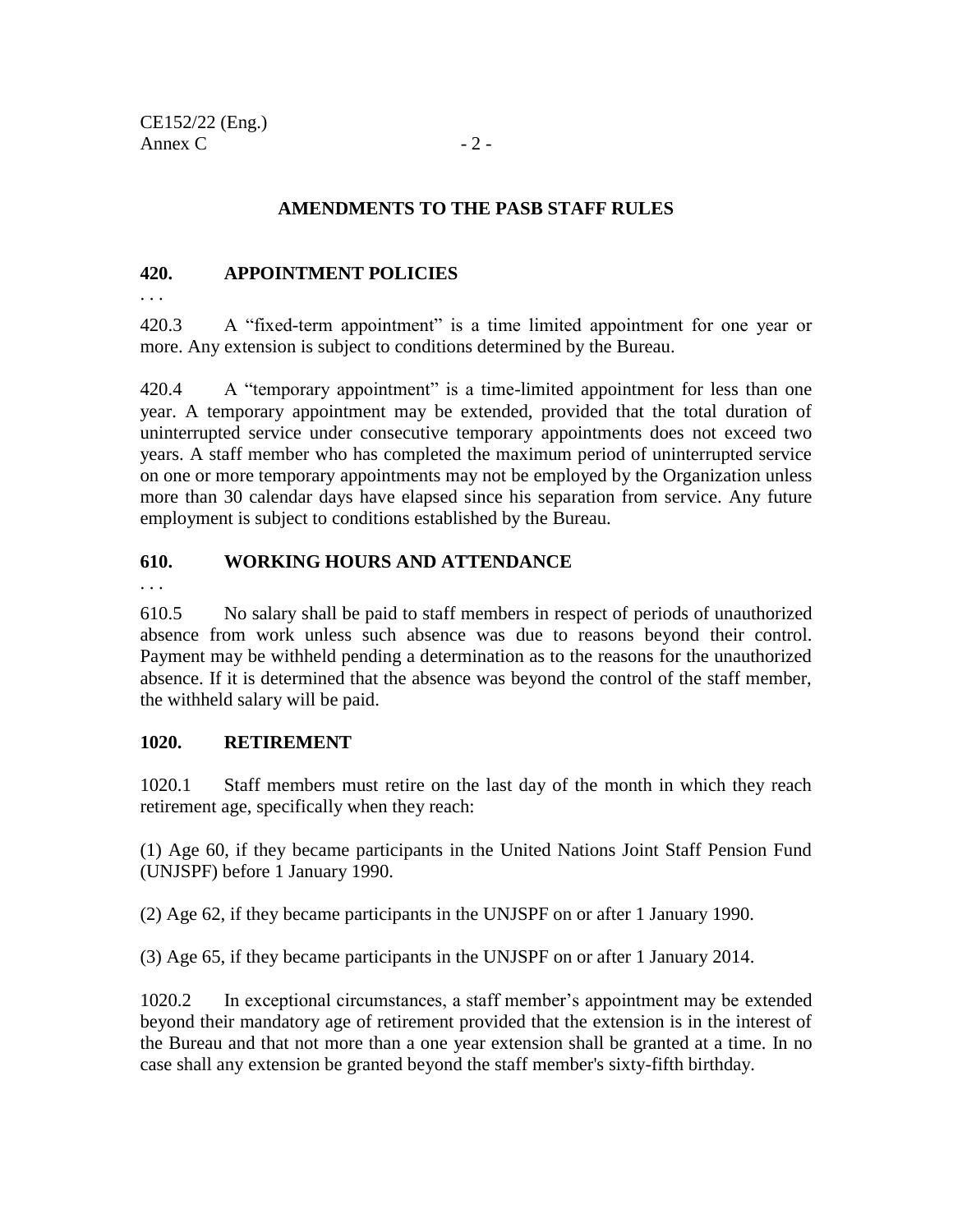## AMENDMENTS TO THE PASB STAFF RULES

### 420. APPOINTMENT POLICIES

. . .

420.3 A "fixed-term appointment" is a time limited appointment for one year or more. Any extension is subject to conditions determined by the Bureau.

420.4 A "temporary appointment" is a time-limited appointment for less than one year. A temporary appointment may be extended, provided that the total duration of uninterrupted service under consecutive temporary appointments does not exceed two years. A staff member who has completed the maximum period of uninterrupted service on one or more temporary appointments may not be employed by the Organization unless more than 30 calendar days have elapsed since his separation from service. Any future employment is subject to conditions established by the Bureau.

### 610. WORKING HOURS AND ATTENDANCE

. . .

610.5 No salary shall be paid to staff members in respect of periods of unauthorized absence from work unless such absence was due to reasons beyond their control. Payment may be withheld pending a determination as to the reasons for the unauthorized absence. If it is determined that the absence was beyond the control of the staff member, the withheld salary will be paid.

### 1020. RETIREMENT

1020.1 Staff members must retire on the last day of the month in which they reach retirement age, specifically when they reach:

(1) Age 60, if they became participants in the United Nations Joint Staff Pension Fund (UNJSPF) before 1 January 1990.

(2) Age 62, if they became participants in the UNJSPF on or after 1 January 1990.

(3) Age 65, if they became participants in the UNJSPF on or after 1 January 2014.

1020.2 In exceptional circumstances, a staff member's appointment may be extended beyond their mandatory age of retirement provided that the extension is in the interest of the Bureau and that not more than a one year extension shall be granted at a time. In no case shall any extension be granted beyond the staff member's sixty-fifth birthday.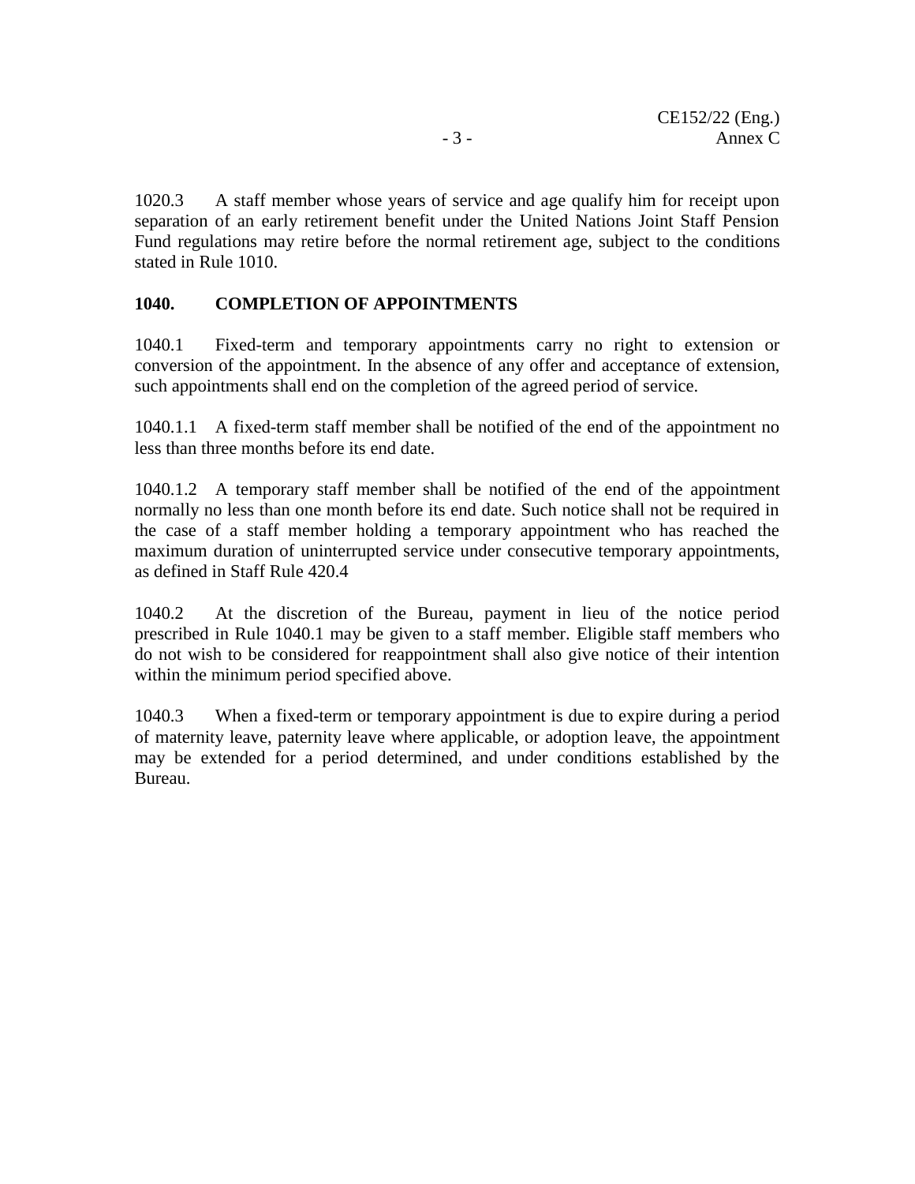1020.3 A staff member whose years of service and age qualify him for receipt upon separation of an early retirement benefit under the United Nations Joint Staff Pension Fund regulations may retire before the normal retirement age, subject to the conditions stated in Rule 1010.

## 1040. COMPLETION OF APPOINTMENTS

1040.1 Fixed-term and temporary appointments carry no right to extension or conversion of the appointment. In the absence of any offer and acceptance of extension, such appointments shall end on the completion of the agreed period of service.

1040.1.1 A fixed-term staff member shall be notified of the end of the appointment no less than three months before its end date.

1040.1.2 A temporary staff member shall be notified of the end of the appointment normally no less than one month before its end date. Such notice shall not be required in the case of a staff member holding a temporary appointment who has reached the maximum duration of uninterrupted service under consecutive temporary appointments, as defined in Staff Rule 420.4

1040.2 At the discretion of the Bureau, payment in lieu of the notice period prescribed in Rule 1040.1 may be given to a staff member. Eligible staff members who do not wish to be considered for reappointment shall also give notice of their intention within the minimum period specified above.

1040.3 When a fixed-term or temporary appointment is due to expire during a period of maternity leave, paternity leave where applicable, or adoption leave, the appointment may be extended for a period determined, and under conditions established by the Bureau.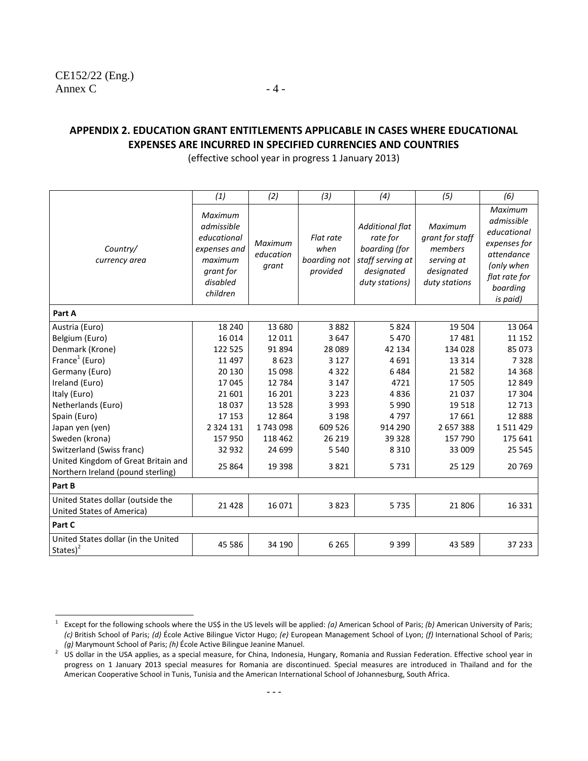## APPENDIX 2. EDUCATION GRANT ENTITLEMENTS APPLICABLE IN CASES WHERE EDUCATIONAL EXPENSES ARE INCURRED IN SPECIFIED CURRENCIES AND COUNTRIES

(effective school year in progress 1 January 2013)

| | (1) | (2) | (3) | (4) | (5) | (6) |
|---|---|---|---|---|---|---|
| *Country/ currency area* | *Maximum admissible educational expenses and maximum grant for disabled children* | *Maximum education grant* | *Flat rate when boarding not provided* | *Additional flat rate for boarding (for staff serving at designated duty stations)* | *Maximum grant for staff members serving at designated duty stations* | *Maximum admissible educational expenses for attendance (only when flat rate for boarding is paid)* |
| **Part A** | | | | | | |
| Austria (Euro) | 18 240 | 13 680 | 3 882 | 5 824 | 19 504 | 13 064 |
| Belgium (Euro) | 16 014 | 12 011 | 3 647 | 5 470 | 17 481 | 11 152 |
| Denmark (Krone) | 122 525 | 91 894 | 28 089 | 42 134 | 134 028 | 85 073 |
| France[1] (Euro) | 11 497 | 8 623 | 3 127 | 4 691 | 13 314 | 7 328 |
| Germany (Euro) | 20 130 | 15 098 | 4 322 | 6 484 | 21 582 | 14 368 |
| Ireland (Euro) | 17 045 | 12 784 | 3 147 | 4721 | 17 505 | 12 849 |
| Italy (Euro) | 21 601 | 16 201 | 3 223 | 4 836 | 21 037 | 17 304 |
| Netherlands (Euro) | 18 037 | 13 528 | 3 993 | 5 990 | 19 518 | 12 713 |
| Spain (Euro) | 17 153 | 12 864 | 3 198 | 4 797 | 17 661 | 12 888 |
| Japan yen (yen) | 2 324 131 | 1 743 098 | 609 526 | 914 290 | 2 657 388 | 1 511 429 |
| Sweden (krona) | 157 950 | 118 462 | 26 219 | 39 328 | 157 790 | 175 641 |
| Switzerland (Swiss franc) | 32 932 | 24 699 | 5 540 | 8 310 | 33 009 | 25 545 |
| United Kingdom of Great Britain and Northern Ireland (pound sterling) | 25 864 | 19 398 | 3 821 | 5 731 | 25 129 | 20 769 |
| **Part B** | | | | | | |
| United States dollar (outside the United States of America) | 21 428 | 16 071 | 3 823 | 5 735 | 21 806 | 16 331 |
| **Part C** | | | | | | |
| United States dollar (in the United States)[2] | 45 586 | 34 190 | 6 265 | 9 399 | 43 589 | 37 233 |

[1] Except for the following schools where the US$ in the US levels will be applied: *(a)* American School of Paris; *(b)* American University of Paris; *(c)* British School of Paris; *(d)* École Active Bilingue Victor Hugo; *(e)* European Management School of Lyon; *(f)* International School of Paris; *(g)* Marymount School of Paris; *(h)* École Active Bilingue Jeanine Manuel.

[2] US dollar in the USA applies, as a special measure, for China, Indonesia, Hungary, Romania and Russian Federation. Effective school year in progress on 1 January 2013 special measures for Romania are discontinued. Special measures are introduced in Thailand and for the American Cooperative School in Tunis, Tunisia and the American International School of Johannesburg, South Africa.

- - -